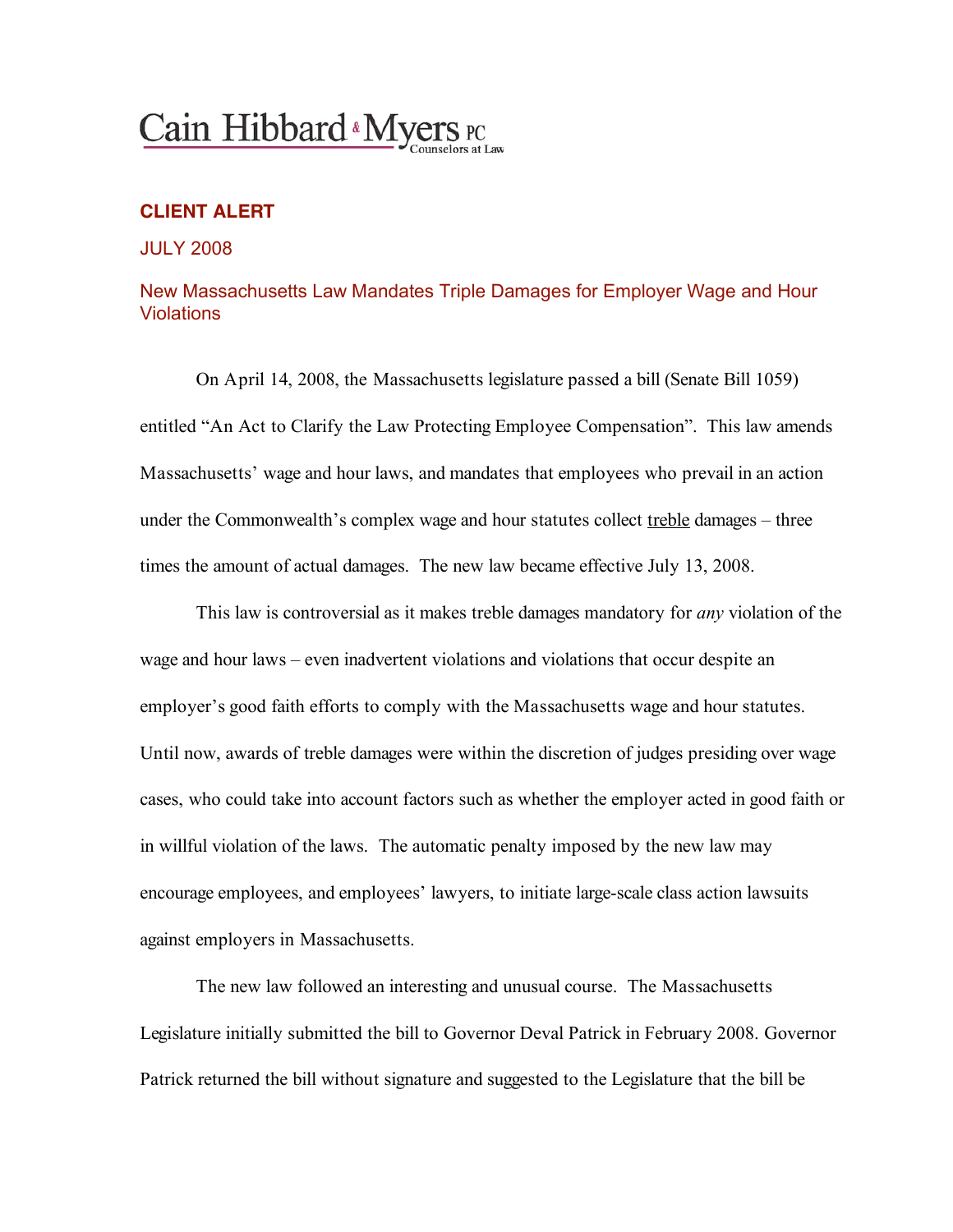Cain Hibbard & Myers PC
Counselors at Law

**CLIENT ALERT**

JULY 2008

## New Massachusetts Law Mandates Triple Damages for Employer Wage and Hour Violations

On April 14, 2008, the Massachusetts legislature passed a bill (Senate Bill 1059) entitled "An Act to Clarify the Law Protecting Employee Compensation". This law amends Massachusetts' wage and hour laws, and mandates that employees who prevail in an action under the Commonwealth's complex wage and hour statutes collect treble damages – three times the amount of actual damages. The new law became effective July 13, 2008.

This law is controversial as it makes treble damages mandatory for *any* violation of the wage and hour laws – even inadvertent violations and violations that occur despite an employer's good faith efforts to comply with the Massachusetts wage and hour statutes. Until now, awards of treble damages were within the discretion of judges presiding over wage cases, who could take into account factors such as whether the employer acted in good faith or in willful violation of the laws. The automatic penalty imposed by the new law may encourage employees, and employees' lawyers, to initiate large-scale class action lawsuits against employers in Massachusetts.

The new law followed an interesting and unusual course. The Massachusetts Legislature initially submitted the bill to Governor Deval Patrick in February 2008. Governor Patrick returned the bill without signature and suggested to the Legislature that the bill be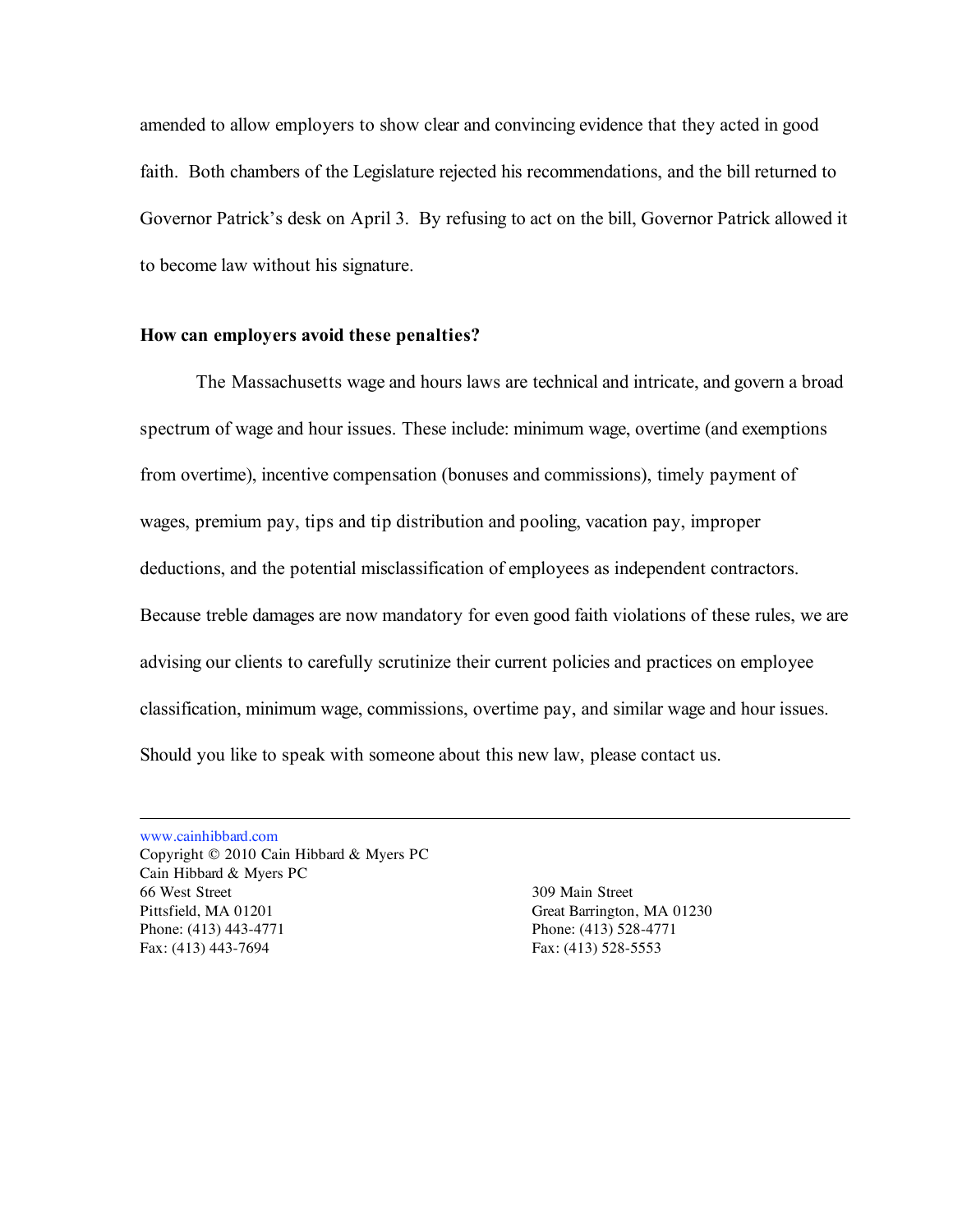amended to allow employers to show clear and convincing evidence that they acted in good faith. Both chambers of the Legislature rejected his recommendations, and the bill returned to Governor Patrick's desk on April 3. By refusing to act on the bill, Governor Patrick allowed it to become law without his signature.

**How can employers avoid these penalties?**

The Massachusetts wage and hours laws are technical and intricate, and govern a broad spectrum of wage and hour issues. These include: minimum wage, overtime (and exemptions from overtime), incentive compensation (bonuses and commissions), timely payment of wages, premium pay, tips and tip distribution and pooling, vacation pay, improper deductions, and the potential misclassification of employees as independent contractors. Because treble damages are now mandatory for even good faith violations of these rules, we are advising our clients to carefully scrutinize their current policies and practices on employee classification, minimum wage, commissions, overtime pay, and similar wage and hour issues. Should you like to speak with someone about this new law, please contact us.

---

www.cainhibbard.com
Copyright © 2010 Cain Hibbard & Myers PC
Cain Hibbard & Myers PC

66 West Street
Pittsfield, MA 01201
Phone: (413) 443-4771
Fax: (413) 443-7694

309 Main Street
Great Barrington, MA 01230
Phone: (413) 528-4771
Fax: (413) 528-5553